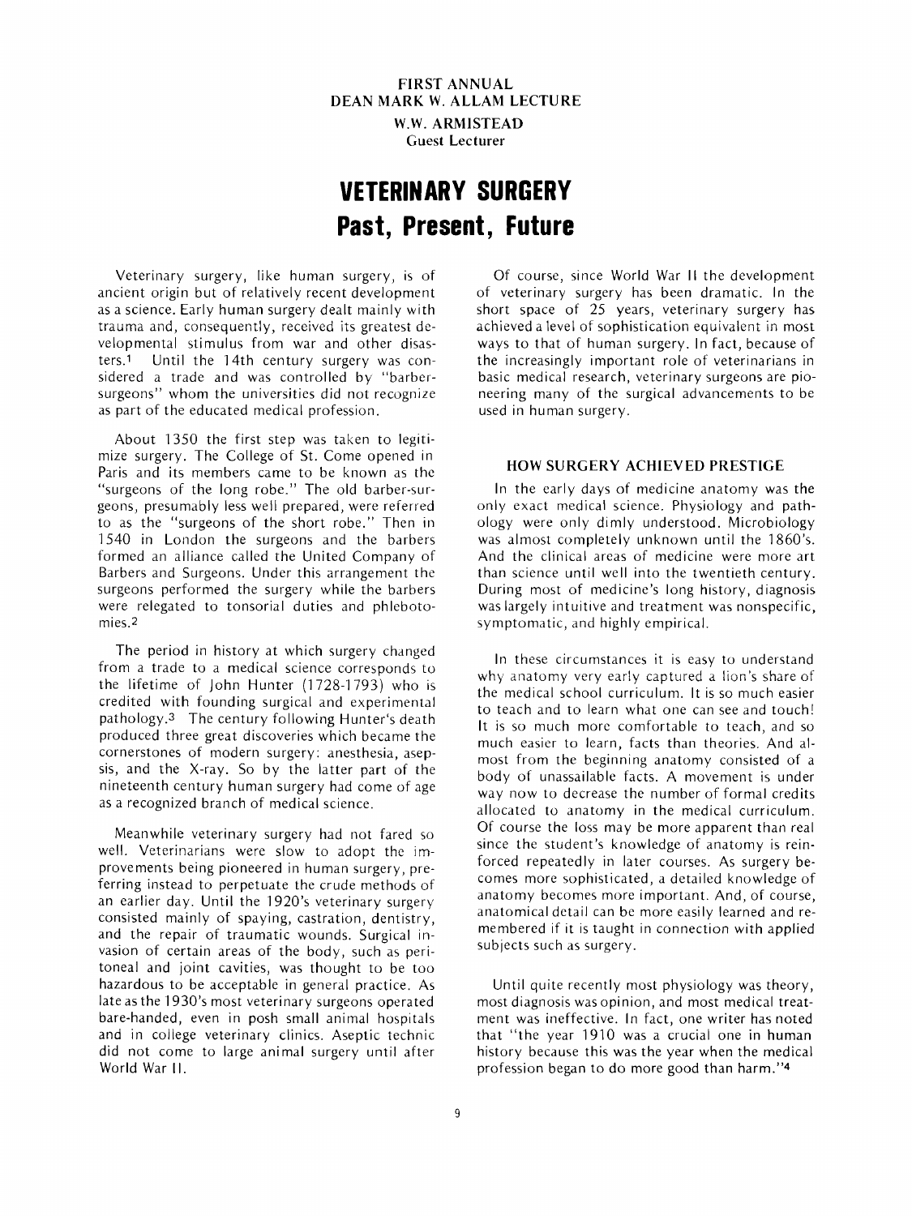FIRST ANNUAL
DEAN MARK W. ALLAM LECTURE
W.W. ARMISTEAD
Guest Lecturer

# VETERINARY SURGERY
## Past, Present, Future

Veterinary surgery, like human surgery, is of ancient origin but of relatively recent development as a science. Early human surgery dealt mainly with trauma and, consequently, received its greatest developmental stimulus from war and other disasters.[1] Until the 14th century surgery was considered a trade and was controlled by "barber-surgeons" whom the universities did not recognize as part of the educated medical profession.

About 1350 the first step was taken to legitimize surgery. The College of St. Come opened in Paris and its members came to be known as the "surgeons of the long robe." The old barber-surgeons, presumably less well prepared, were referred to as the "surgeons of the short robe." Then in 1540 in London the surgeons and the barbers formed an alliance called the United Company of Barbers and Surgeons. Under this arrangement the surgeons performed the surgery while the barbers were relegated to tonsorial duties and phlebotomies.[2]

The period in history at which surgery changed from a trade to a medical science corresponds to the lifetime of John Hunter (1728-1793) who is credited with founding surgical and experimental pathology.[3] The century following Hunter's death produced three great discoveries which became the cornerstones of modern surgery: anesthesia, asepsis, and the X-ray. So by the latter part of the nineteenth century human surgery had come of age as a recognized branch of medical science.

Meanwhile veterinary surgery had not fared so well. Veterinarians were slow to adopt the improvements being pioneered in human surgery, preferring instead to perpetuate the crude methods of an earlier day. Until the 1920's veterinary surgery consisted mainly of spaying, castration, dentistry, and the repair of traumatic wounds. Surgical invasion of certain areas of the body, such as peritoneal and joint cavities, was thought to be too hazardous to be acceptable in general practice. As late as the 1930's most veterinary surgeons operated bare-handed, even in posh small animal hospitals and in college veterinary clinics. Aseptic technic did not come to large animal surgery until after World War II.

Of course, since World War II the development of veterinary surgery has been dramatic. In the short space of 25 years, veterinary surgery has achieved a level of sophistication equivalent in most ways to that of human surgery. In fact, because of the increasingly important role of veterinarians in basic medical research, veterinary surgeons are pioneering many of the surgical advancements to be used in human surgery.

### HOW SURGERY ACHIEVED PRESTIGE

In the early days of medicine anatomy was the only exact medical science. Physiology and pathology were only dimly understood. Microbiology was almost completely unknown until the 1860's. And the clinical areas of medicine were more art than science until well into the twentieth century. During most of medicine's long history, diagnosis was largely intuitive and treatment was nonspecific, symptomatic, and highly empirical.

In these circumstances it is easy to understand why anatomy very early captured a lion's share of the medical school curriculum. It is so much easier to teach and to learn what one can see and touch! It is so much more comfortable to teach, and so much easier to learn, facts than theories. And almost from the beginning anatomy consisted of a body of unassailable facts. A movement is under way now to decrease the number of formal credits allocated to anatomy in the medical curriculum. Of course the loss may be more apparent than real since the student's knowledge of anatomy is reinforced repeatedly in later courses. As surgery becomes more sophisticated, a detailed knowledge of anatomy becomes more important. And, of course, anatomical detail can be more easily learned and remembered if it is taught in connection with applied subjects such as surgery.

Until quite recently most physiology was theory, most diagnosis was opinion, and most medical treatment was ineffective. In fact, one writer has noted that "the year 1910 was a crucial one in human history because this was the year when the medical profession began to do more good than harm."[4]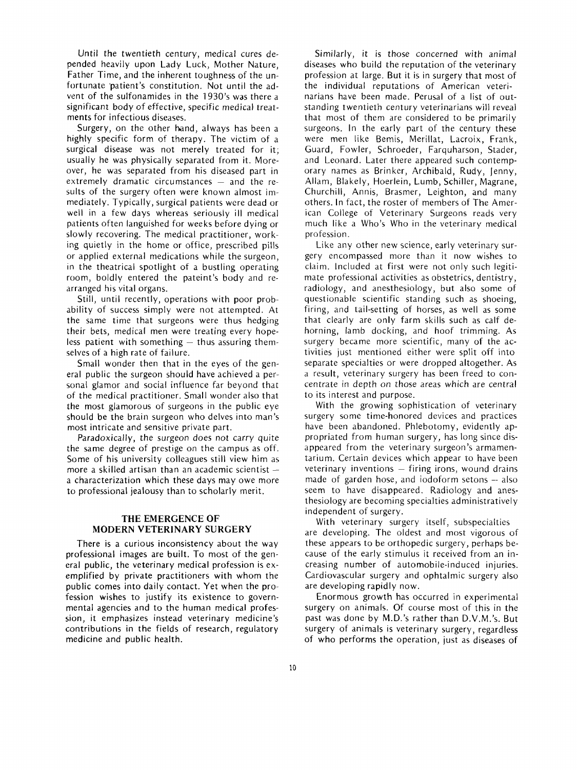Until the twentieth century, medical cures depended heavily upon Lady Luck, Mother Nature, Father Time, and the inherent toughness of the unfortunate patient's constitution. Not until the advent of the sulfonamides in the 1930's was there a significant body of effective, specific medical treatments for infectious diseases.

Surgery, on the other hand, always has been a highly specific form of therapy. The victim of a surgical disease was not merely treated for it; usually he was physically separated from it. Moreover, he was separated from his diseased part in extremely dramatic circumstances — and the results of the surgery often were known almost immediately. Typically, surgical patients were dead or well in a few days whereas seriously ill medical patients often languished for weeks before dying or slowly recovering. The medical practitioner, working quietly in the home or office, prescribed pills or applied external medications while the surgeon, in the theatrical spotlight of a bustling operating room, boldly entered the pateint's body and rearranged his vital organs.

Still, until recently, operations with poor probability of success simply were not attempted. At the same time that surgeons were thus hedging their bets, medical men were treating every hopeless patient with something — thus assuring themselves of a high rate of failure.

Small wonder then that in the eyes of the general public the surgeon should have achieved a personal glamor and social influence far beyond that of the medical practitioner. Small wonder also that the most glamorous of surgeons in the public eye should be the brain surgeon who delves into man's most intricate and sensitive private part.

Paradoxically, the surgeon does not carry quite the same degree of prestige on the campus as off. Some of his university colleagues still view him as more a skilled artisan than an academic scientist — a characterization which these days may owe more to professional jealousy than to scholarly merit.

## THE EMERGENCE OF MODERN VETERINARY SURGERY

There is a curious inconsistency about the way professional images are built. To most of the general public, the veterinary medical profession is exemplified by private practitioners with whom the public comes into daily contact. Yet when the profession wishes to justify its existence to governmental agencies and to the human medical profession, it emphasizes instead veterinary medicine's contributions in the fields of research, regulatory medicine and public health.

Similarly, it is those concerned with animal diseases who build the reputation of the veterinary profession at large. But it is in surgery that most of the individual reputations of American veterinarians have been made. Perusal of a list of outstanding twentieth century veterinarians will reveal that most of them are considered to be primarily surgeons. In the early part of the century these were men like Bemis, Merillat, Lacroix, Frank, Guard, Fowler, Schroeder, Farquharson, Stader, and Leonard. Later there appeared such contemporary names as Brinker, Archibald, Rudy, Jenny, Allam, Blakely, Hoerlein, Lumb, Schiller, Magrane, Churchill, Annis, Brasmer, Leighton, and many others. In fact, the roster of members of The American College of Veterinary Surgeons reads very much like a Who's Who in the veterinary medical profession.

Like any other new science, early veterinary surgery encompassed more than it now wishes to claim. Included at first were not only such legitimate professional activities as obstetrics, dentistry, radiology, and anesthesiology, but also some of questionable scientific standing such as shoeing, firing, and tail-setting of horses, as well as some that clearly are only farm skills such as calf dehorning, lamb docking, and hoof trimming. As surgery became more scientific, many of the activities just mentioned either were split off into separate specialties or were dropped altogether. As a result, veterinary surgery has been freed to concentrate in depth on those areas which are central to its interest and purpose.

With the growing sophistication of veterinary surgery some time-honored devices and practices have been abandoned. Phlebotomy, evidently appropriated from human surgery, has long since disappeared from the veterinary surgeon's armamentarium. Certain devices which appear to have been veterinary inventions — firing irons, wound drains made of garden hose, and iodoform setons — also seem to have disappeared. Radiology and anesthesiology are becoming specialties administratively independent of surgery.

With veterinary surgery itself, subspecialties are developing. The oldest and most vigorous of these appears to be orthopedic surgery, perhaps because of the early stimulus it received from an increasing number of automobile-induced injuries. Cardiovascular surgery and ophtalmic surgery also are developing rapidly now.

Enormous growth has occurred in experimental surgery on animals. Of course most of this in the past was done by M.D.'s rather than D.V.M.'s. But surgery of animals is veterinary surgery, regardless of who performs the operation, just as diseases of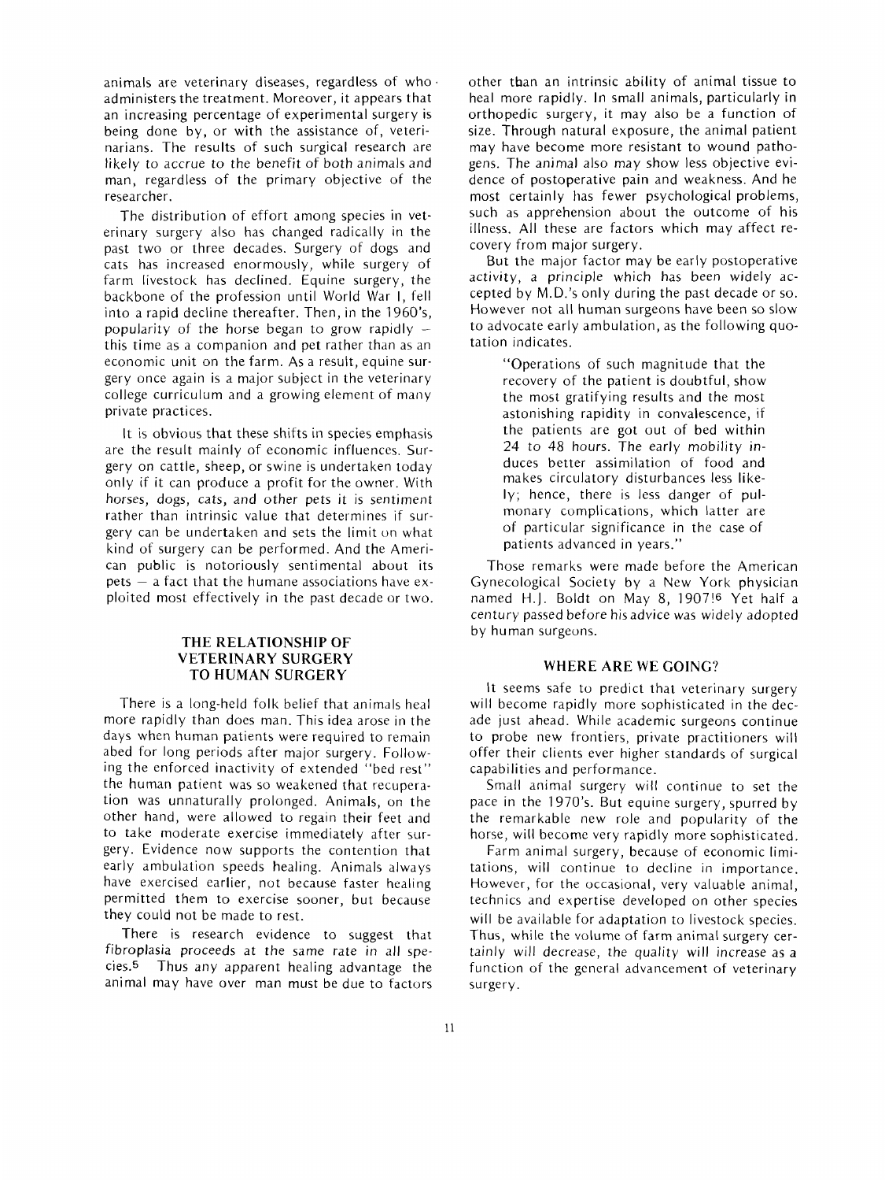animals are veterinary diseases, regardless of who administers the treatment. Moreover, it appears that an increasing percentage of experimental surgery is being done by, or with the assistance of, veterinarians. The results of such surgical research are likely to accrue to the benefit of both animals and man, regardless of the primary objective of the researcher.

The distribution of effort among species in veterinary surgery also has changed radically in the past two or three decades. Surgery of dogs and cats has increased enormously, while surgery of farm livestock has declined. Equine surgery, the backbone of the profession until World War I, fell into a rapid decline thereafter. Then, in the 1960's, popularity of the horse began to grow rapidly – this time as a companion and pet rather than as an economic unit on the farm. As a result, equine surgery once again is a major subject in the veterinary college curriculum and a growing element of many private practices.

It is obvious that these shifts in species emphasis are the result mainly of economic influences. Surgery on cattle, sheep, or swine is undertaken today only if it can produce a profit for the owner. With horses, dogs, cats, and other pets it is sentiment rather than intrinsic value that determines if surgery can be undertaken and sets the limit on what kind of surgery can be performed. And the American public is notoriously sentimental about its pets – a fact that the humane associations have exploited most effectively in the past decade or two.

## THE RELATIONSHIP OF VETERINARY SURGERY TO HUMAN SURGERY

There is a long-held folk belief that animals heal more rapidly than does man. This idea arose in the days when human patients were required to remain abed for long periods after major surgery. Following the enforced inactivity of extended "bed rest" the human patient was so weakened that recuperation was unnaturally prolonged. Animals, on the other hand, were allowed to regain their feet and to take moderate exercise immediately after surgery. Evidence now supports the contention that early ambulation speeds healing. Animals always have exercised earlier, not because faster healing permitted them to exercise sooner, but because they could not be made to rest.

There is research evidence to suggest that fibroplasia proceeds at the same rate in all species.[5] Thus any apparent healing advantage the animal may have over man must be due to factors other than an intrinsic ability of animal tissue to heal more rapidly. In small animals, particularly in orthopedic surgery, it may also be a function of size. Through natural exposure, the animal patient may have become more resistant to wound pathogens. The animal also may show less objective evidence of postoperative pain and weakness. And he most certainly has fewer psychological problems, such as apprehension about the outcome of his illness. All these are factors which may affect recovery from major surgery.

But the major factor may be early postoperative activity, a principle which has been widely accepted by M.D.'s only during the past decade or so. However not all human surgeons have been so slow to advocate early ambulation, as the following quotation indicates.

> "Operations of such magnitude that the recovery of the patient is doubtful, show the most gratifying results and the most astonishing rapidity in convalescence, if the patients are got out of bed within 24 to 48 hours. The early mobility induces better assimilation of food and makes circulatory disturbances less likely; hence, there is less danger of pulmonary complications, which latter are of particular significance in the case of patients advanced in years."

Those remarks were made before the American Gynecological Society by a New York physician named H.J. Boldt on May 8, 1907![6] Yet half a century passed before his advice was widely adopted by human surgeons.

## WHERE ARE WE GOING?

It seems safe to predict that veterinary surgery will become rapidly more sophisticated in the decade just ahead. While academic surgeons continue to probe new frontiers, private practitioners will offer their clients ever higher standards of surgical capabilities and performance.

Small animal surgery will continue to set the pace in the 1970's. But equine surgery, spurred by the remarkable new role and popularity of the horse, will become very rapidly more sophisticated.

Farm animal surgery, because of economic limitations, will continue to decline in importance. However, for the occasional, very valuable animal, technics and expertise developed on other species will be available for adaptation to livestock species. Thus, while the volume of farm animal surgery certainly will decrease, the quality will increase as a function of the general advancement of veterinary surgery.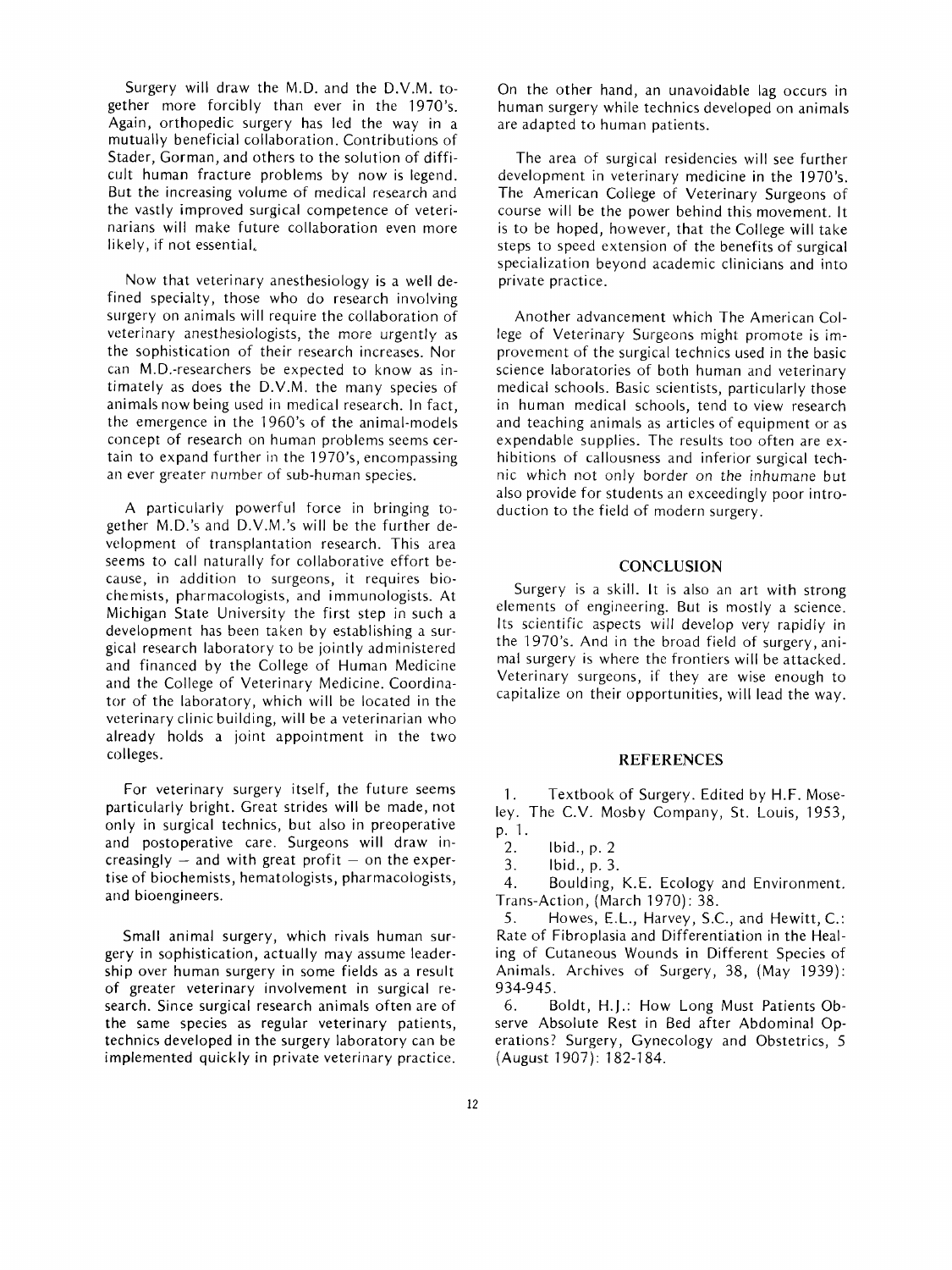Surgery will draw the M.D. and the D.V.M. together more forcibly than ever in the 1970's. Again, orthopedic surgery has led the way in a mutually beneficial collaboration. Contributions of Stader, Gorman, and others to the solution of difficult human fracture problems by now is legend. But the increasing volume of medical research and the vastly improved surgical competence of veterinarians will make future collaboration even more likely, if not essential.

Now that veterinary anesthesiology is a well defined specialty, those who do research involving surgery on animals will require the collaboration of veterinary anesthesiologists, the more urgently as the sophistication of their research increases. Nor can M.D.-researchers be expected to know as intimately as does the D.V.M. the many species of animals now being used in medical research. In fact, the emergence in the 1960's of the animal-models concept of research on human problems seems certain to expand further in the 1970's, encompassing an ever greater number of sub-human species.

A particularly powerful force in bringing together M.D.'s and D.V.M.'s will be the further development of transplantation research. This area seems to call naturally for collaborative effort because, in addition to surgeons, it requires biochemists, pharmacologists, and immunologists. At Michigan State University the first step in such a development has been taken by establishing a surgical research laboratory to be jointly administered and financed by the College of Human Medicine and the College of Veterinary Medicine. Coordinator of the laboratory, which will be located in the veterinary clinic building, will be a veterinarian who already holds a joint appointment in the two colleges.

For veterinary surgery itself, the future seems particularly bright. Great strides will be made, not only in surgical technics, but also in preoperative and postoperative care. Surgeons will draw increasingly – and with great profit – on the expertise of biochemists, hematologists, pharmacologists, and bioengineers.

Small animal surgery, which rivals human surgery in sophistication, actually may assume leadership over human surgery in some fields as a result of greater veterinary involvement in surgical research. Since surgical research animals often are of the same species as regular veterinary patients, technics developed in the surgery laboratory can be implemented quickly in private veterinary practice. On the other hand, an unavoidable lag occurs in human surgery while technics developed on animals are adapted to human patients.

The area of surgical residencies will see further development in veterinary medicine in the 1970's. The American College of Veterinary Surgeons of course will be the power behind this movement. It is to be hoped, however, that the College will take steps to speed extension of the benefits of surgical specialization beyond academic clinicians and into private practice.

Another advancement which The American College of Veterinary Surgeons might promote is improvement of the surgical technics used in the basic science laboratories of both human and veterinary medical schools. Basic scientists, particularly those in human medical schools, tend to view research and teaching animals as articles of equipment or as expendable supplies. The results too often are exhibitions of callousness and inferior surgical technic which not only border on the inhumane but also provide for students an exceedingly poor introduction to the field of modern surgery.

## CONCLUSION

Surgery is a skill. It is also an art with strong elements of engineering. But is mostly a science. Its scientific aspects will develop very rapidly in the 1970's. And in the broad field of surgery, animal surgery is where the frontiers will be attacked. Veterinary surgeons, if they are wise enough to capitalize on their opportunities, will lead the way.

## REFERENCES

1. Textbook of Surgery. Edited by H.F. Moseley. The C.V. Mosby Company, St. Louis, 1953, p. 1.
2. Ibid., p. 2
3. Ibid., p. 3.
4. Boulding, K.E. Ecology and Environment. Trans-Action, (March 1970): 38.
5. Howes, E.L., Harvey, S.C., and Hewitt, C.: Rate of Fibroplasia and Differentiation in the Healing of Cutaneous Wounds in Different Species of Animals. Archives of Surgery, 38, (May 1939): 934-945.
6. Boldt, H.J.: How Long Must Patients Observe Absolute Rest in Bed after Abdominal Operations? Surgery, Gynecology and Obstetrics, 5 (August 1907): 182-184.